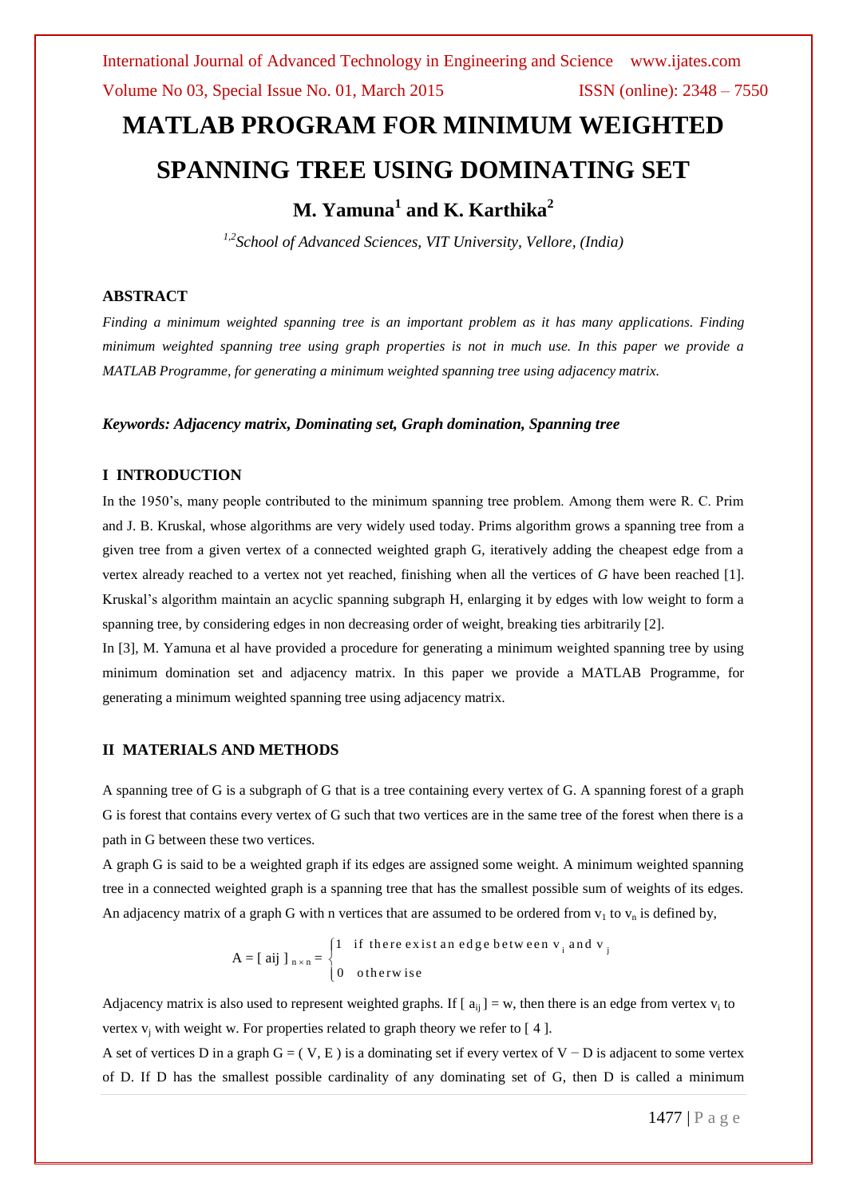# MATLAB PROGRAM FOR MINIMUM WEIGHTED SPANNING TREE USING DOMINATING SET

## M. Yamuna[1] and K. Karthika[2]

*[1,2]School of Advanced Sciences, VIT University, Vellore, (India)*

### ABSTRACT

*Finding a minimum weighted spanning tree is an important problem as it has many applications. Finding minimum weighted spanning tree using graph properties is not in much use. In this paper we provide a MATLAB Programme, for generating a minimum weighted spanning tree using adjacency matrix.*

***Keywords: Adjacency matrix, Dominating set, Graph domination, Spanning tree***

### I INTRODUCTION

In the 1950's, many people contributed to the minimum spanning tree problem. Among them were R. C. Prim and J. B. Kruskal, whose algorithms are very widely used today. Prims algorithm grows a spanning tree from a given tree from a given vertex of a connected weighted graph G, iteratively adding the cheapest edge from a vertex already reached to a vertex not yet reached, finishing when all the vertices of *G* have been reached [1]. Kruskal's algorithm maintain an acyclic spanning subgraph H, enlarging it by edges with low weight to form a spanning tree, by considering edges in non decreasing order of weight, breaking ties arbitrarily [2].

In [3], M. Yamuna et al have provided a procedure for generating a minimum weighted spanning tree by using minimum domination set and adjacency matrix. In this paper we provide a MATLAB Programme, for generating a minimum weighted spanning tree using adjacency matrix.

### II MATERIALS AND METHODS

A spanning tree of G is a subgraph of G that is a tree containing every vertex of G. A spanning forest of a graph G is forest that contains every vertex of G such that two vertices are in the same tree of the forest when there is a path in G between these two vertices.

A graph G is said to be a weighted graph if its edges are assigned some weight. A minimum weighted spanning tree in a connected weighted graph is a spanning tree that has the smallest possible sum of weights of its edges. An adjacency matrix of a graph G with n vertices that are assumed to be ordered from $v_1$ to $v_n$ is defined by,

$$A = [\, a_{ij} \,]_{n \times n} = \begin{cases} 1 & \text{if there exist an edge between } v_i \text{ and } v_j \\ 0 & \text{otherwise} \end{cases}$$

Adjacency matrix is also used to represent weighted graphs. If $[\, a_{ij} \,] = w$, then there is an edge from vertex $v_i$ to vertex $v_j$ with weight w. For properties related to graph theory we refer to [ 4 ].

A set of vertices D in a graph G = ( V, E ) is a dominating set if every vertex of $V - D$ is adjacent to some vertex of D. If D has the smallest possible cardinality of any dominating set of G, then D is called a minimum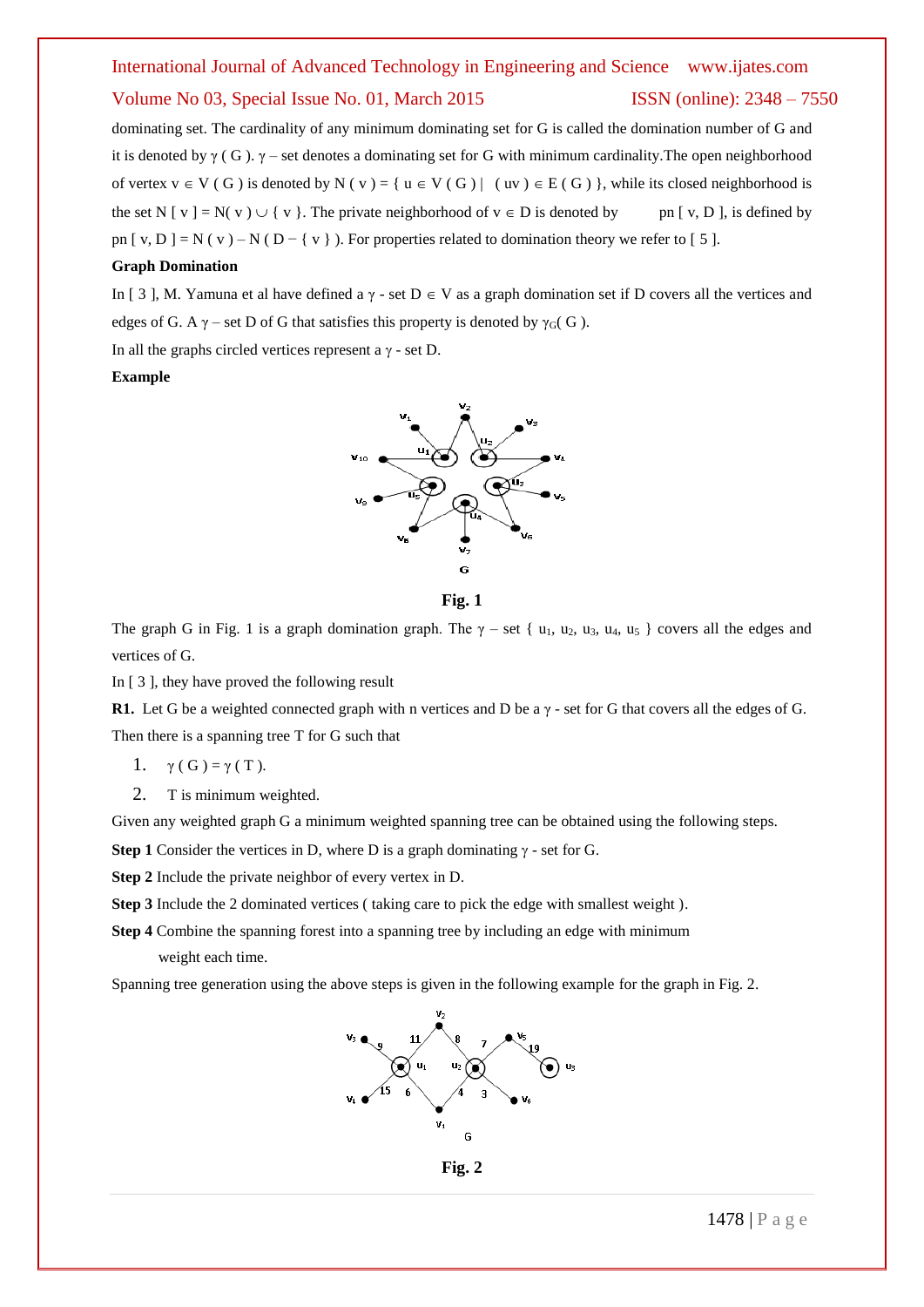dominating set. The cardinality of any minimum dominating set for G is called the domination number of G and it is denoted by $\gamma$ ( G ). $\gamma$ – set denotes a dominating set for G with minimum cardinality.The open neighborhood of vertex $v \in V(G)$ is denoted by $N(v) = \{ u \in V(G) \mid (uv) \in E(G) \}$, while its closed neighborhood is the set $N[v] = N(v) \cup \{ v \}$. The private neighborhood of $v \in D$ is denoted by pn [ v, D ], is defined by $pn[v, D] = N(v) - N(D - \{ v \})$. For properties related to domination theory we refer to [ 5 ].

**Graph Domination**

In [ 3 ], M. Yamuna et al have defined a $\gamma$ - set $D \in V$ as a graph domination set if D covers all the vertices and edges of G. A $\gamma$ – set D of G that satisfies this property is denoted by $\gamma_G$( G ).

In all the graphs circled vertices represent a $\gamma$ - set D.

**Example**

**Fig. 1**

The graph G in Fig. 1 is a graph domination graph. The $\gamma$ – set { $u_1$, $u_2$, $u_3$, $u_4$, $u_5$ } covers all the edges and vertices of G.

In [ 3 ], they have proved the following result

**R1.** Let G be a weighted connected graph with n vertices and D be a $\gamma$ - set for G that covers all the edges of G. Then there is a spanning tree T for G such that

1. $\gamma(G) = \gamma(T)$.
2. T is minimum weighted.

Given any weighted graph G a minimum weighted spanning tree can be obtained using the following steps.

**Step 1** Consider the vertices in D, where D is a graph dominating $\gamma$ - set for G.

**Step 2** Include the private neighbor of every vertex in D.

**Step 3** Include the 2 dominated vertices ( taking care to pick the edge with smallest weight ).

**Step 4** Combine the spanning forest into a spanning tree by including an edge with minimum weight each time.

Spanning tree generation using the above steps is given in the following example for the graph in Fig. 2.

**Fig. 2**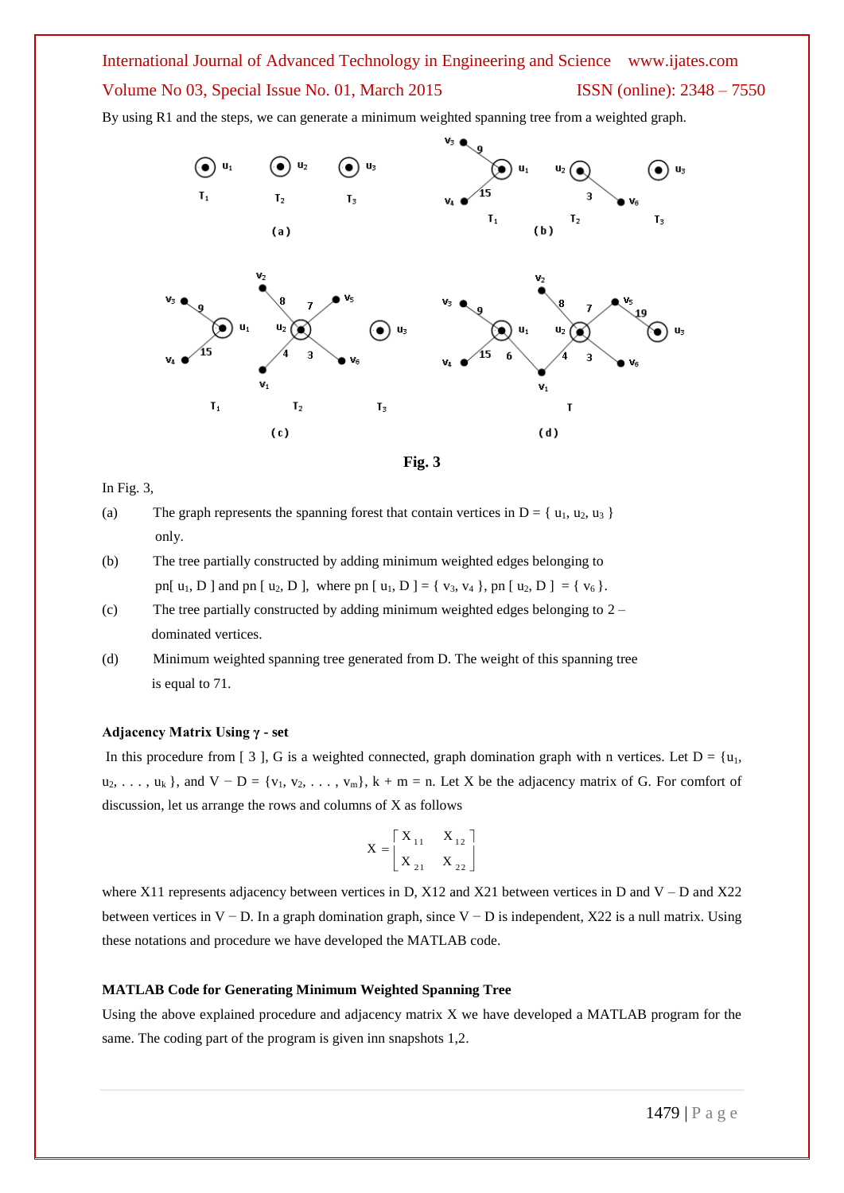By using R1 and the steps, we can generate a minimum weighted spanning tree from a weighted graph.

**Fig. 3**

In Fig. 3,

(a) The graph represents the spanning forest that contain vertices in D = { $u_1$, $u_2$, $u_3$ } only.

(b) The tree partially constructed by adding minimum weighted edges belonging to pn[ $u_1$, D ] and pn [ $u_2$, D ], where pn [ $u_1$, D ] = { $v_3$, $v_4$ }, pn [ $u_2$, D ] = { $v_6$ }.

(c) The tree partially constructed by adding minimum weighted edges belonging to 2 – dominated vertices.

(d) Minimum weighted spanning tree generated from D. The weight of this spanning tree is equal to 71.

**Adjacency Matrix Using γ - set**

In this procedure from [ 3 ], G is a weighted connected, graph domination graph with n vertices. Let D = {$u_1$, $u_2$, . . . , $u_k$ }, and V − D = {$v_1$, $v_2$, . . . , $v_m$}, k + m = n. Let X be the adjacency matrix of G. For comfort of discussion, let us arrange the rows and columns of X as follows

$$X = \begin{bmatrix} X_{11} & X_{12} \\ X_{21} & X_{22} \end{bmatrix}$$

where X11 represents adjacency between vertices in D, X12 and X21 between vertices in D and V – D and X22 between vertices in V − D. In a graph domination graph, since V − D is independent, X22 is a null matrix. Using these notations and procedure we have developed the MATLAB code.

**MATLAB Code for Generating Minimum Weighted Spanning Tree**

Using the above explained procedure and adjacency matrix X we have developed a MATLAB program for the same. The coding part of the program is given inn snapshots 1,2.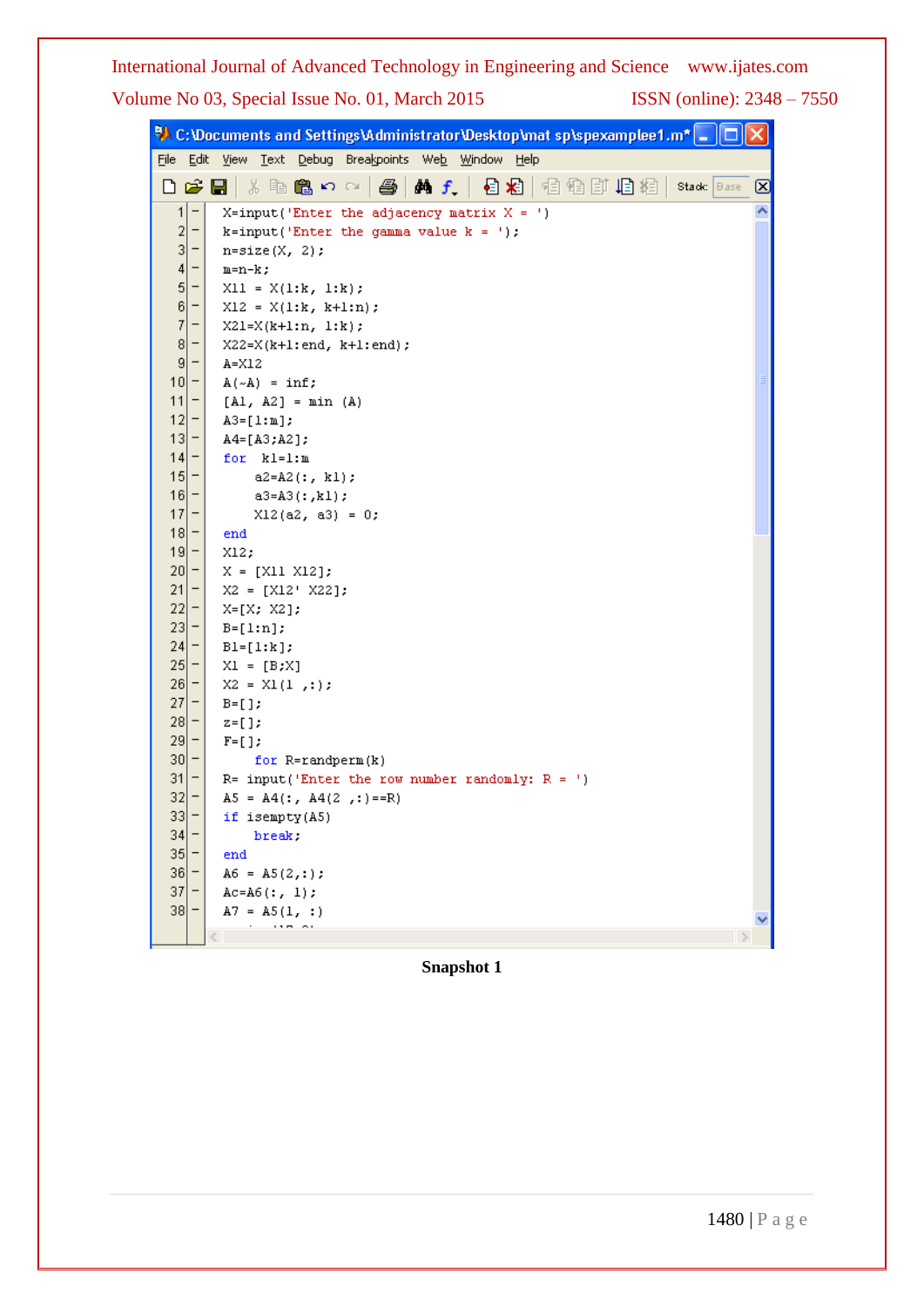```
X=input('Enter the adjacency matrix X = ')
k=input('Enter the gamma value k = ');
n=size(X, 2);
m=n-k;
X11 = X(1:k, 1:k);
X12 = X(1:k, k+1:n);
X21=X(k+1:n, 1:k);
X22=X(k+1:end, k+1:end);
A=X12
A(~A) = inf;
[A1, A2] = min (A)
A3=[1:m];
A4=[A3;A2];
for  k1=1:m
     a2=A2(:, k1);
     a3=A3(:,k1);
     X12(a2, a3) = 0;
end
X12;
X = [X11 X12];
X2 = [X12' X22];
X=[X; X2];
B=[1:n];
B1=[1:k];
X1 = [B;X]
X2 = X1(1 ,:);
B=[];
z=[];
F=[];
     for R=randperm(k)
R= input('Enter the row number randomly: R = ')
A5 = A4(:, A4(2 ,:)==R)
if isempty(A5)
     break;
end
A6 = A5(2,:);
Ac=A6(:, 1);
A7 = A5(1, :)
```

**Snapshot 1**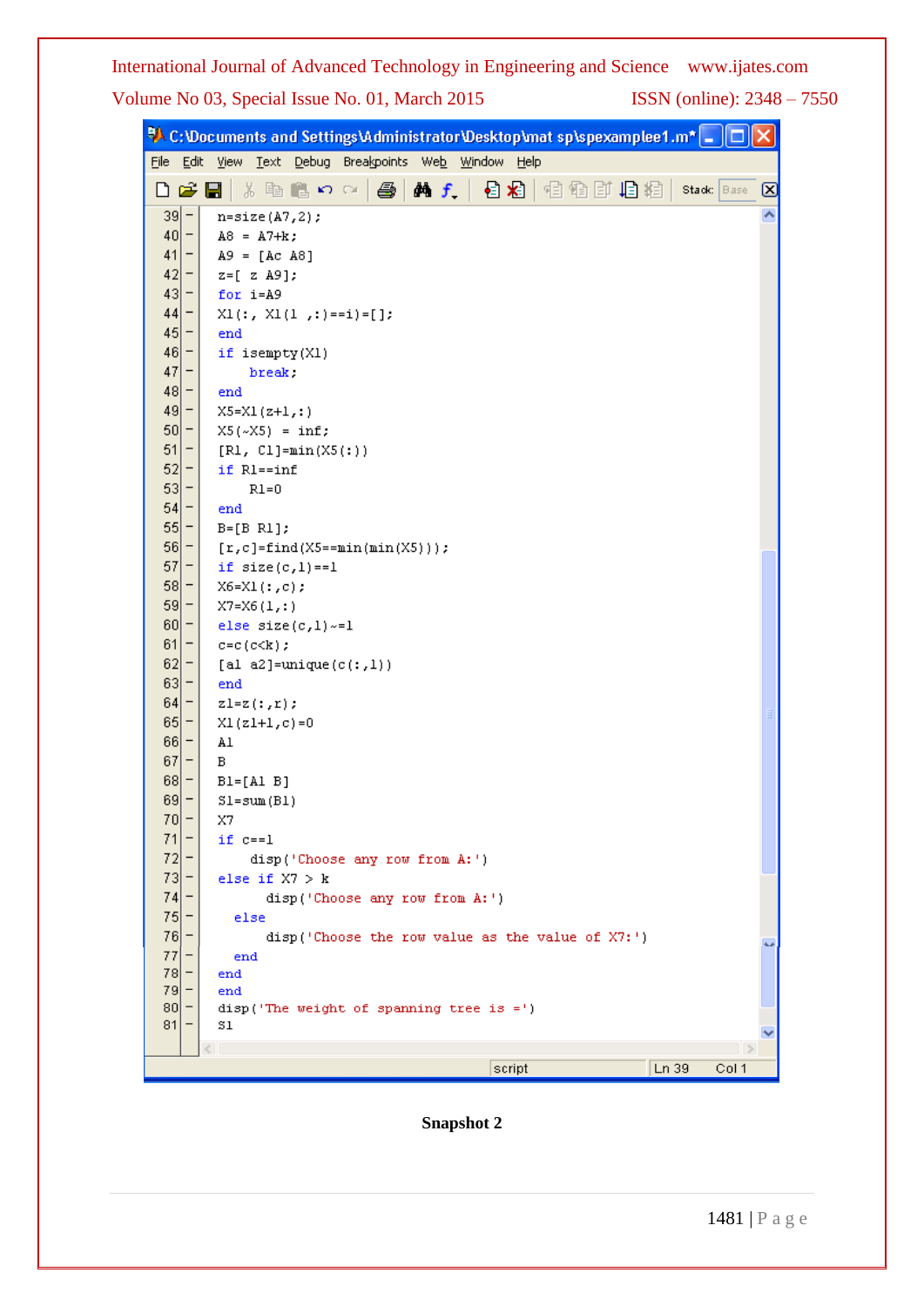```
C:\Documents and Settings\Administrator\Desktop\mat sp\spexamplee1.m*
File Edit View Text Debug Breakpoints Web Window Help

39  n=size(A7,2);
40  A8 = A7+k;
41  A9 = [Ac A8]
42  z=[ z A9];
43  for i=A9
44  X1(:, X1(1 ,:)==i)=[];
45  end
46  if isempty(X1)
47      break;
48  end
49  X5=X1(z+1,:)
50  X5(~X5) = inf;
51  [R1, C1]=min(X5(:))
52  if R1==inf
53      R1=0
54  end
55  B=[B R1];
56  [r,c]=find(X5==min(min(X5)));
57  if size(c,1)==1
58  X6=X1(:,c);
59  X7=X6(1,:)
60  else size(c,1)~=1
61  c=c(c<k);
62  [a1 a2]=unique(c(:,1))
63  end
64  z1=z(:,r);
65  X1(z1+1,c)=0
66  A1
67  B
68  B1=[A1 B]
69  S1=sum(B1)
70  X7
71  if c==1
72      disp('Choose any row from A:')
73  else if X7 > k
74          disp('Choose any row from A:')
75    else
76          disp('Choose the row value as the value of X7:')
77    end
78  end
79  end
80  disp('The weight of spanning tree is =')
81  S1

script    Ln 39    Col 1
```

**Snapshot 2**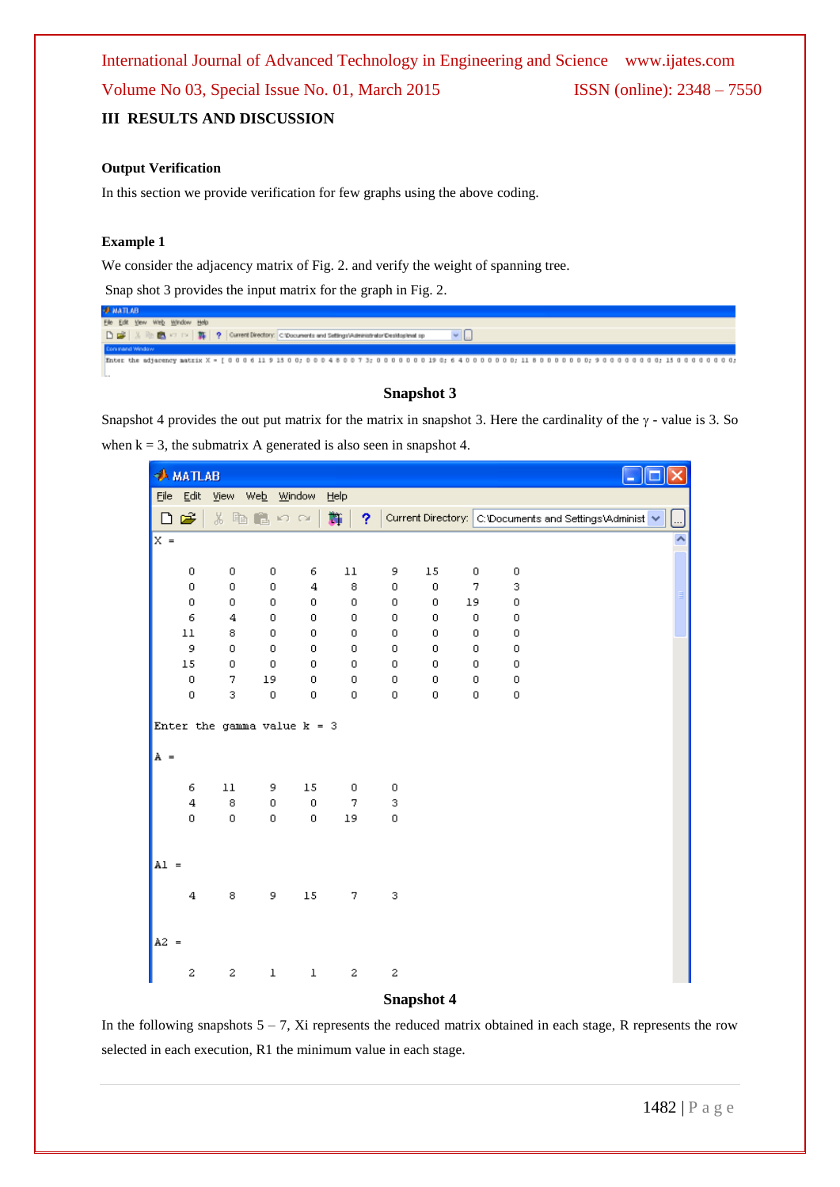## III RESULTS AND DISCUSSION

### Output Verification

In this section we provide verification for few graphs using the above coding.

### Example 1

We consider the adjacency matrix of Fig. 2. and verify the weight of spanning tree.

Snap shot 3 provides the input matrix for the graph in Fig. 2.

```
Enter the adjacency matrix X = [ 0 0 0 6 11 9 15 0 0; 0 0 0 4 8 0 0 7 3; 0 0 0 0 0 0 0 19 0; 6 4 0 0 0 0 0 0 0; 11 8 0 0 0 0 0 0 0; 9 0 0 0 0 0 0 0 0; 15 0 0 0 0 0 0 0 0;
```

**Snapshot 3**

Snapshot 4 provides the out put matrix for the matrix in snapshot 3. Here the cardinality of the $\gamma$ - value is 3. So when k = 3, the submatrix A generated is also seen in snapshot 4.

```
X =

     0     0     0     6    11     9    15     0     0
     0     0     0     4     8     0     0     7     3
     0     0     0     0     0     0     0    19     0
     6     4     0     0     0     0     0     0     0
    11     8     0     0     0     0     0     0     0
     9     0     0     0     0     0     0     0     0
    15     0     0     0     0     0     0     0     0
     0     7    19     0     0     0     0     0     0
     0     3     0     0     0     0     0     0     0

Enter the gamma value k = 3

A =

     6    11     9    15     0     0
     4     8     0     0     7     3
     0     0     0     0    19     0


A1 =

     4     8     9    15     7     3


A2 =

     2     2     1     1     2     2
```

**Snapshot 4**

In the following snapshots 5 – 7, Xi represents the reduced matrix obtained in each stage, R represents the row selected in each execution, R1 the minimum value in each stage.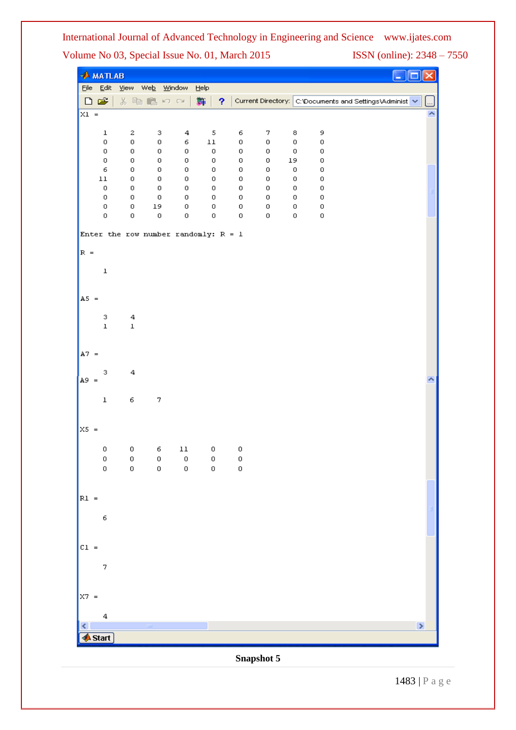```
X1 =

     1     2     3     4     5     6     7     8     9
     0     0     0     6    11     0     0     0     0
     0     0     0     0     0     0     0     0     0
     0     0     0     0     0     0     0    19     0
     6     0     0     0     0     0     0     0     0
    11     0     0     0     0     0     0     0     0
     0     0     0     0     0     0     0     0     0
     0     0     0     0     0     0     0     0     0
     0     0    19     0     0     0     0     0     0
     0     0     0     0     0     0     0     0     0

Enter the row number randomly: R = 1

R =

     1


A5 =

     3     4
     1     1


A7 =

     3     4
A9 =

     1     6     7


X5 =

     0     0     6    11     0     0
     0     0     0     0     0     0
     0     0     0     0     0     0


R1 =

     6


C1 =

     7


X7 =

     4
```

**Snapshot 5**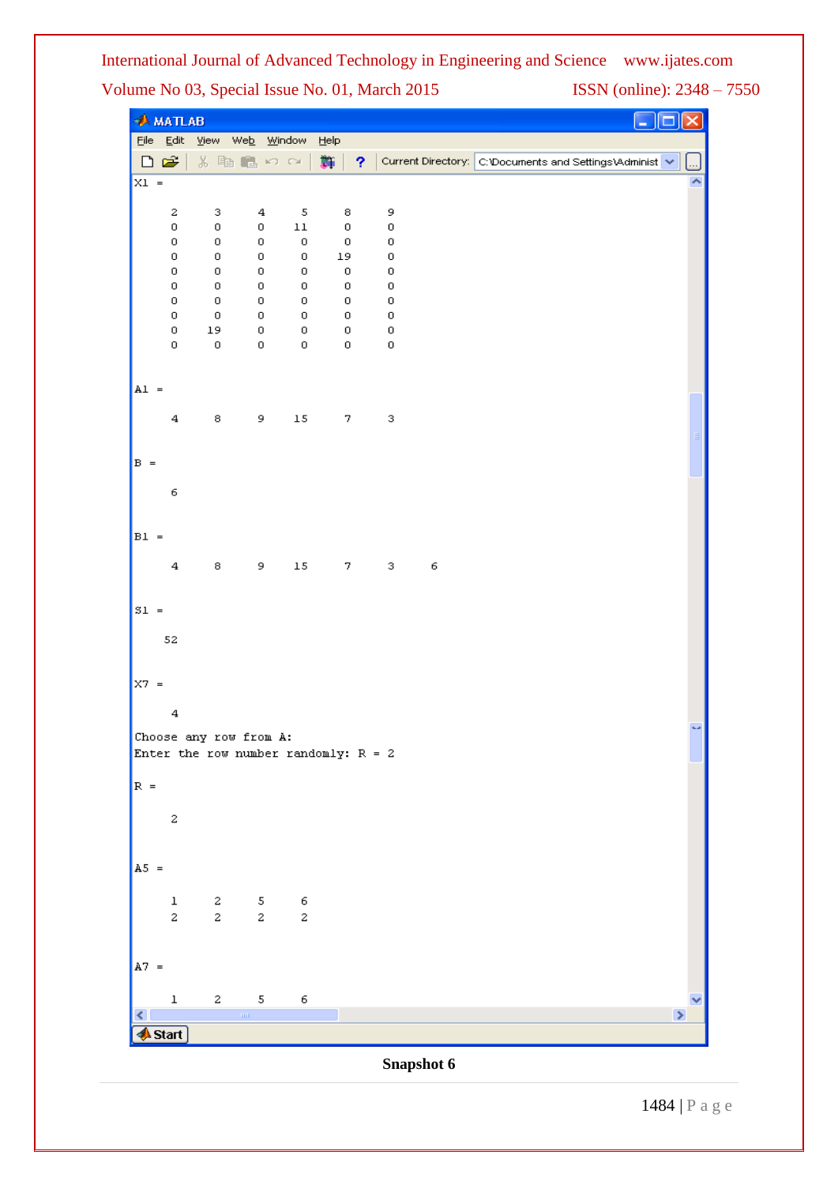```
X1 =

     2     3     4     5     8     9
     0     0     0    11     0     0
     0     0     0     0     0     0
     0     0     0     0    19     0
     0     0     0     0     0     0
     0     0     0     0     0     0
     0     0     0     0     0     0
     0     0     0     0     0     0
     0    19     0     0     0     0
     0     0     0     0     0     0


A1 =

     4     8     9    15     7     3


B =

     6


B1 =

     4     8     9    15     7     3     6


S1 =

    52


X7 =

     4

Choose any row from A:
Enter the row number randomly: R = 2

R =

     2


A5 =

     1     2     5     6
     2     2     2     2


A7 =

     1     2     5     6
```

Snapshot 6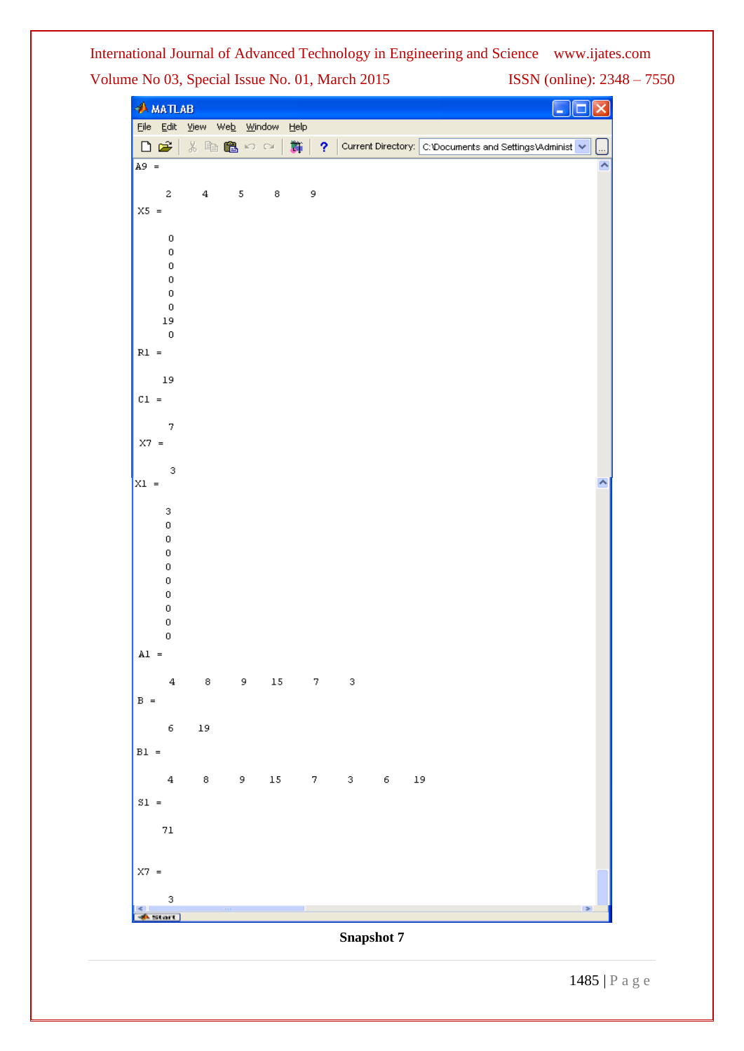```
A9 =

     2     4     5     8     9

X5 =

     0
     0
     0
     0
     0
     0
    19
     0

R1 =

    19

C1 =

     7

X7 =

     3

X1 =

     3
     0
     0
     0
     0
     0
     0
     0
     0
     0

A1 =

     4     8     9    15     7     3

B =

     6    19

B1 =

     4     8     9    15     7     3     6    19

S1 =

    71


X7 =

     3
```

**Snapshot 7**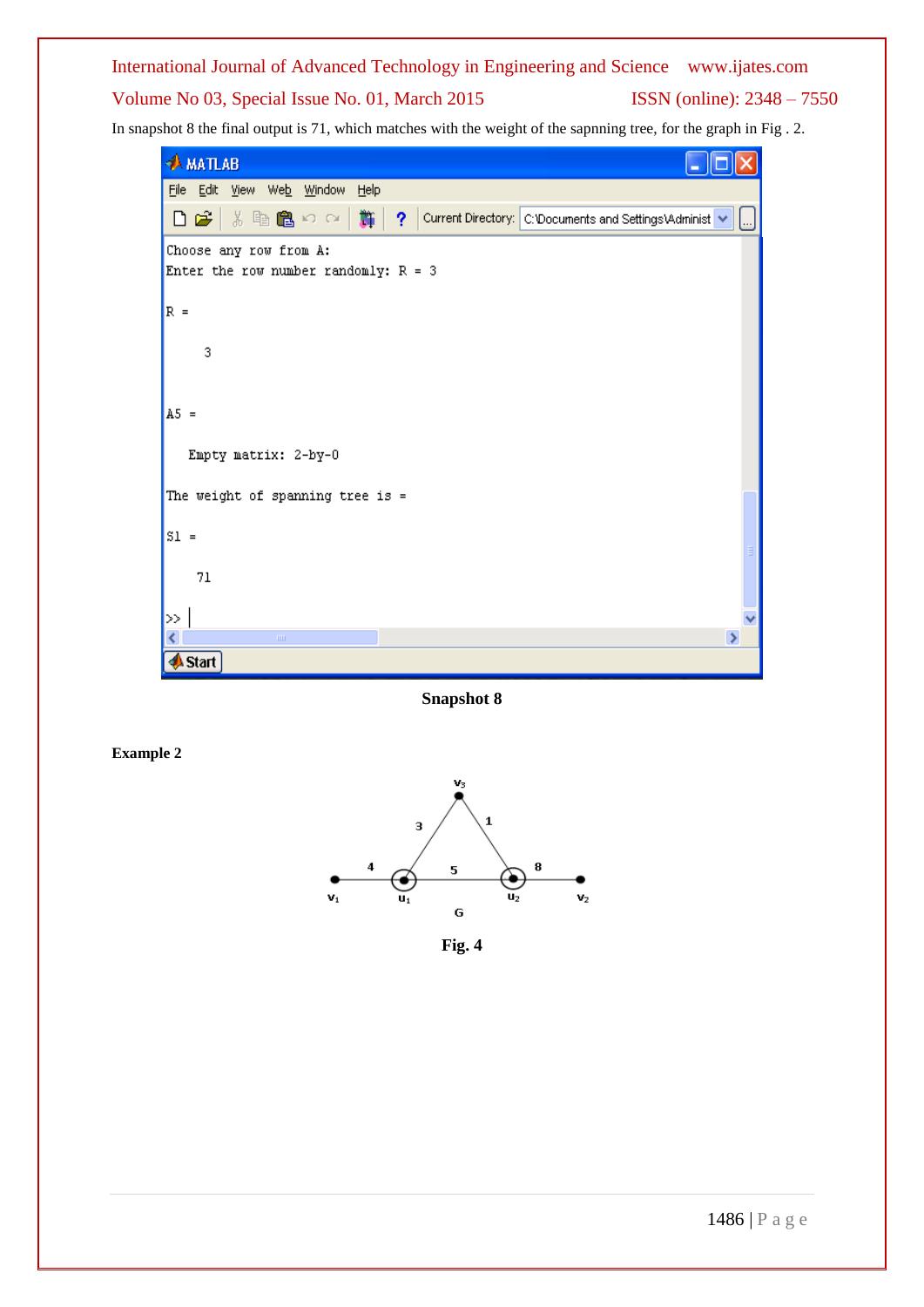In snapshot 8 the final output is 71, which matches with the weight of the sapnning tree, for the graph in Fig . 2.

```
Choose any row from A:
Enter the row number randomly: R = 3

R =

     3


A5 =

   Empty matrix: 2-by-0

The weight of spanning tree is =

S1 =

    71

>>
```

**Snapshot 8**

**Example 2**

**Fig. 4**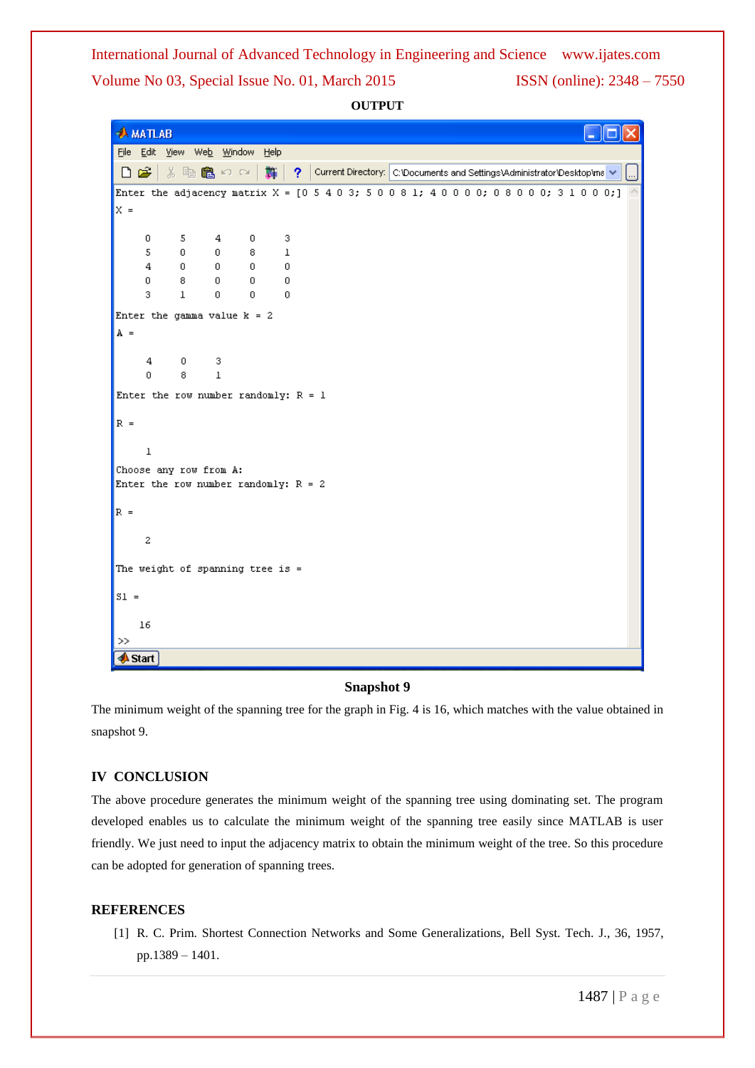**OUTPUT**

```
Enter the adjacency matrix X = [0 5 4 0 3; 5 0 0 8 1; 4 0 0 0 0; 0 8 0 0 0; 3 1 0 0 0;]
X =

     0     5     4     0     3
     5     0     0     8     1
     4     0     0     0     0
     0     8     0     0     0
     3     1     0     0     0

Enter the gamma value k = 2
A =

     4     0     3
     0     8     1

Enter the row number randomly: R = 1

R =

     1

Choose any row from A:
Enter the row number randomly: R = 2

R =

     2

The weight of spanning tree is =

S1 =

    16

>>
```

**Snapshot 9**

The minimum weight of the spanning tree for the graph in Fig. 4 is 16, which matches with the value obtained in snapshot 9.

## IV CONCLUSION

The above procedure generates the minimum weight of the spanning tree using dominating set. The program developed enables us to calculate the minimum weight of the spanning tree easily since MATLAB is user friendly. We just need to input the adjacency matrix to obtain the minimum weight of the tree. So this procedure can be adopted for generation of spanning trees.

## REFERENCES

[1] R. C. Prim. Shortest Connection Networks and Some Generalizations, Bell Syst. Tech. J., 36, 1957, pp.1389 – 1401.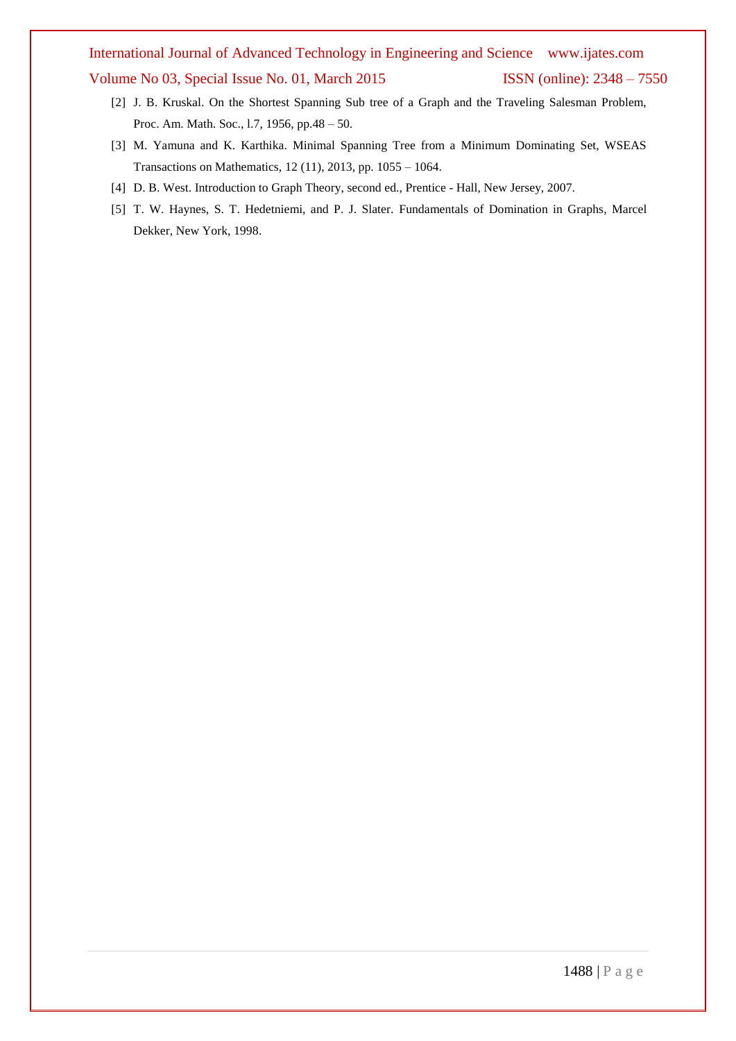[2] J. B. Kruskal. On the Shortest Spanning Sub tree of a Graph and the Traveling Salesman Problem, Proc. Am. Math. Soc., l.7, 1956, pp.48 – 50.

[3] M. Yamuna and K. Karthika. Minimal Spanning Tree from a Minimum Dominating Set, WSEAS Transactions on Mathematics, 12 (11), 2013, pp. 1055 – 1064.

[4] D. B. West. Introduction to Graph Theory, second ed., Prentice - Hall, New Jersey, 2007.

[5] T. W. Haynes, S. T. Hedetniemi, and P. J. Slater. Fundamentals of Domination in Graphs, Marcel Dekker, New York, 1998.